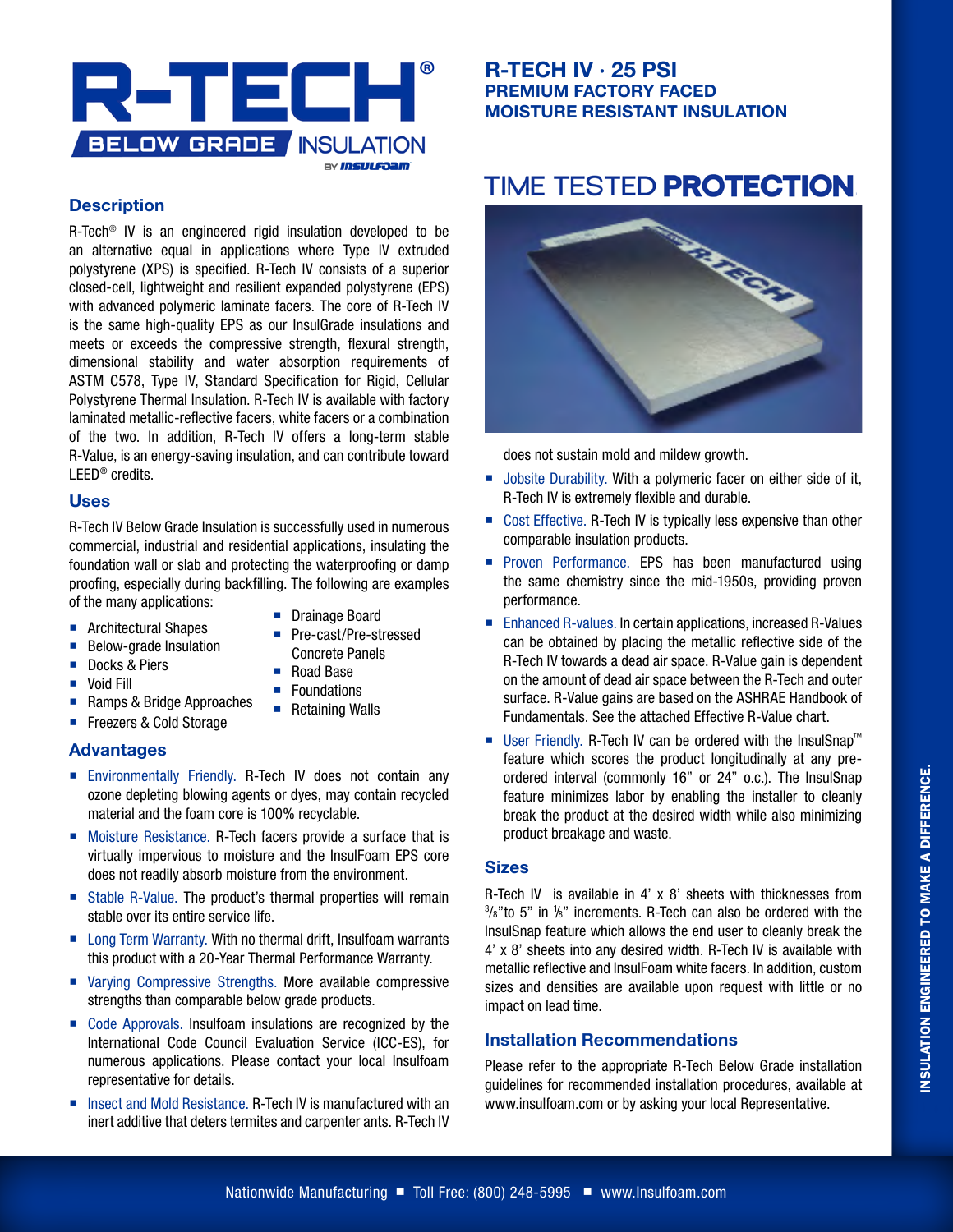# R-TECH® BELOW GRADE INSULATION BY INSULFOAM

## R-TECH IV · 25 PSI
## PREMIUM FACTORY FACED MOISTURE RESISTANT INSULATION

## TIME TESTED **PROTECTION**

### Description

R-Tech® IV is an engineered rigid insulation developed to be an alternative equal in applications where Type IV extruded polystyrene (XPS) is specified. R-Tech IV consists of a superior closed-cell, lightweight and resilient expanded polystyrene (EPS) with advanced polymeric laminate facers. The core of R-Tech IV is the same high-quality EPS as our InsulGrade insulations and meets or exceeds the compressive strength, flexural strength, dimensional stability and water absorption requirements of ASTM C578, Type IV, Standard Specification for Rigid, Cellular Polystyrene Thermal Insulation. R-Tech IV is available with factory laminated metallic-reflective facers, white facers or a combination of the two. In addition, R-Tech IV offers a long-term stable R-Value, is an energy-saving insulation, and can contribute toward LEED® credits.

### Uses

R-Tech IV Below Grade Insulation is successfully used in numerous commercial, industrial and residential applications, insulating the foundation wall or slab and protecting the waterproofing or damp proofing, especially during backfilling. The following are examples of the many applications:

- Architectural Shapes
- Below-grade Insulation
- Docks & Piers
- Void Fill
- Ramps & Bridge Approaches
- Freezers & Cold Storage
- Drainage Board
- Pre-cast/Pre-stressed Concrete Panels
- Road Base
- Foundations
- Retaining Walls

### Advantages

- Environmentally Friendly. R-Tech IV does not contain any ozone depleting blowing agents or dyes, may contain recycled material and the foam core is 100% recyclable.
- Moisture Resistance. R-Tech facers provide a surface that is virtually impervious to moisture and the InsulFoam EPS core does not readily absorb moisture from the environment.
- Stable R-Value. The product's thermal properties will remain stable over its entire service life.
- Long Term Warranty. With no thermal drift, Insulfoam warrants this product with a 20-Year Thermal Performance Warranty.
- Varying Compressive Strengths. More available compressive strengths than comparable below grade products.
- Code Approvals. Insulfoam insulations are recognized by the International Code Council Evaluation Service (ICC-ES), for numerous applications. Please contact your local Insulfoam representative for details.
- Insect and Mold Resistance. R-Tech IV is manufactured with an inert additive that deters termites and carpenter ants. R-Tech IV does not sustain mold and mildew growth.
- Jobsite Durability. With a polymeric facer on either side of it, R-Tech IV is extremely flexible and durable.
- Cost Effective. R-Tech IV is typically less expensive than other comparable insulation products.
- Proven Performance. EPS has been manufactured using the same chemistry since the mid-1950s, providing proven performance.
- Enhanced R-values. In certain applications, increased R-Values can be obtained by placing the metallic reflective side of the R-Tech IV towards a dead air space. R-Value gain is dependent on the amount of dead air space between the R-Tech and outer surface. R-Value gains are based on the ASHRAE Handbook of Fundamentals. See the attached Effective R-Value chart.
- User Friendly. R-Tech IV can be ordered with the InsulSnap™ feature which scores the product longitudinally at any pre-ordered interval (commonly 16" or 24" o.c.). The InsulSnap feature minimizes labor by enabling the installer to cleanly break the product at the desired width while also minimizing product breakage and waste.

### Sizes

R-Tech IV is available in 4' x 8' sheets with thicknesses from 3/8" to 5" in 1/8" increments. R-Tech can also be ordered with the InsulSnap feature which allows the end user to cleanly break the 4' x 8' sheets into any desired width. R-Tech IV is available with metallic reflective and InsulFoam white facers. In addition, custom sizes and densities are available upon request with little or no impact on lead time.

### Installation Recommendations

Please refer to the appropriate R-Tech Below Grade installation guidelines for recommended installation procedures, available at www.insulfoam.com or by asking your local Representative.

INSULATION ENGINEERED TO MAKE A DIFFERENCE.

Nationwide Manufacturing ■ Toll Free: (800) 248-5995 ■ www.Insulfoam.com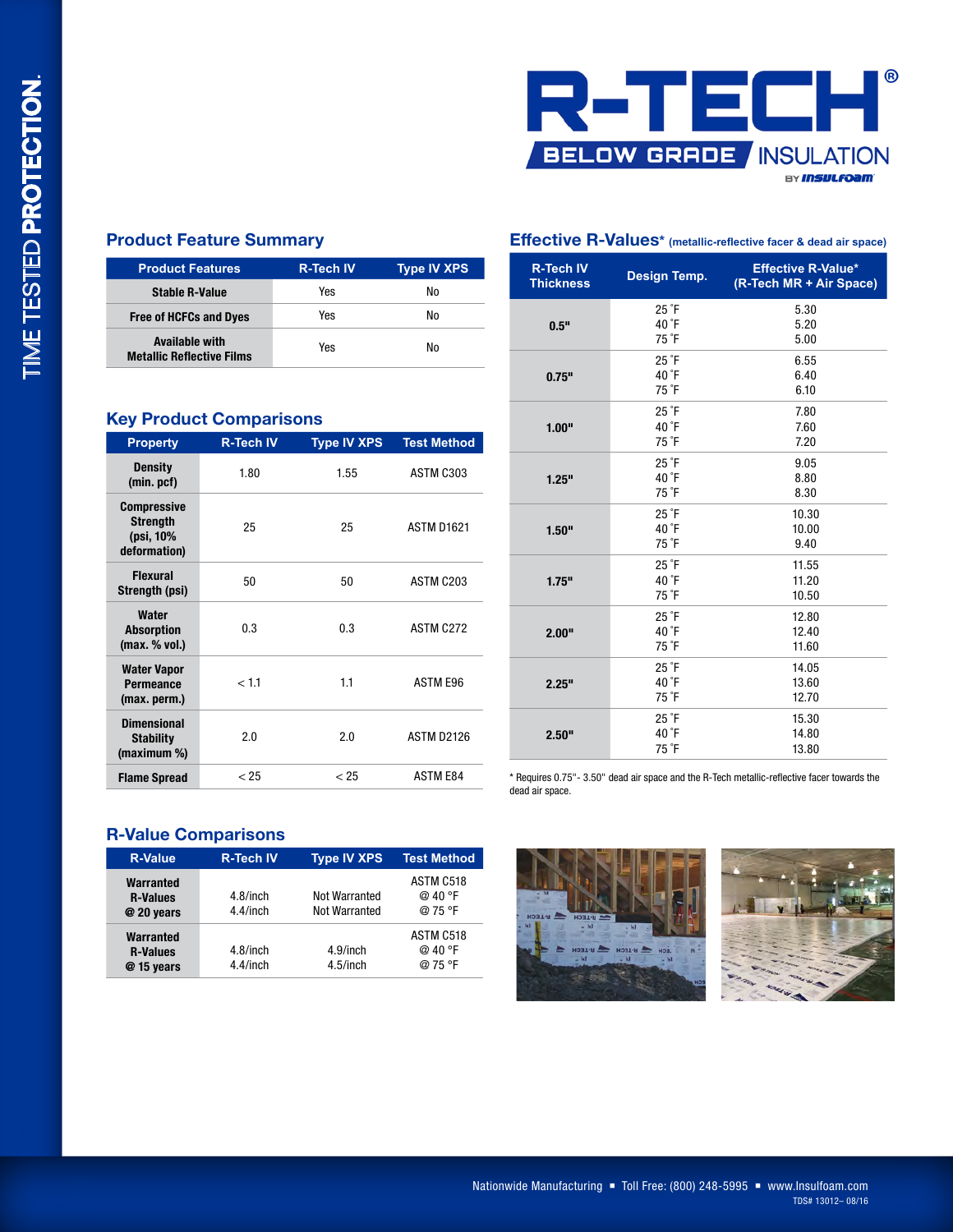TIME TESTED **PROTECTION.**

# R-TECH®

**BELOW GRADE** INSULATION

BY INSULFOAM

## Product Feature Summary

| Product Features | R-Tech IV | Type IV XPS |
|---|---|---|
| Stable R-Value | Yes | No |
| Free of HCFCs and Dyes | Yes | No |
| Available with Metallic Reflective Films | Yes | No |

## Key Product Comparisons

| Property | R-Tech IV | Type IV XPS | Test Method |
|---|---|---|---|
| Density (min. pcf) | 1.80 | 1.55 | ASTM C303 |
| Compressive Strength (psi, 10% deformation) | 25 | 25 | ASTM D1621 |
| Flexural Strength (psi) | 50 | 50 | ASTM C203 |
| Water Absorption (max. % vol.) | 0.3 | 0.3 | ASTM C272 |
| Water Vapor Permeance (max. perm.) | < 1.1 | 1.1 | ASTM E96 |
| Dimensional Stability (maximum %) | 2.0 | 2.0 | ASTM D2126 |
| Flame Spread | < 25 | < 25 | ASTM E84 |

## R-Value Comparisons

| R-Value | R-Tech IV | Type IV XPS | Test Method |
|---|---|---|---|
| Warranted R-Values @ 20 years | 4.8/inch<br>4.4/inch | Not Warranted<br>Not Warranted | ASTM C518<br>@ 40 °F<br>@ 75 °F |
| Warranted R-Values @ 15 years | 4.8/inch<br>4.4/inch | 4.9/inch<br>4.5/inch | ASTM C518<br>@ 40 °F<br>@ 75 °F |

## Effective R-Values* (metallic-reflective facer & dead air space)

| R-Tech IV Thickness | Design Temp. | Effective R-Value* (R-Tech MR + Air Space) |
|---|---|---|
| 0.5" | 25 °F<br>40 °F<br>75 °F | 5.30<br>5.20<br>5.00 |
| 0.75" | 25 °F<br>40 °F<br>75 °F | 6.55<br>6.40<br>6.10 |
| 1.00" | 25 °F<br>40 °F<br>75 °F | 7.80<br>7.60<br>7.20 |
| 1.25" | 25 °F<br>40 °F<br>75 °F | 9.05<br>8.80<br>8.30 |
| 1.50" | 25 °F<br>40 °F<br>75 °F | 10.30<br>10.00<br>9.40 |
| 1.75" | 25 °F<br>40 °F<br>75 °F | 11.55<br>11.20<br>10.50 |
| 2.00" | 25 °F<br>40 °F<br>75 °F | 12.80<br>12.40<br>11.60 |
| 2.25" | 25 °F<br>40 °F<br>75 °F | 14.05<br>13.60<br>12.70 |
| 2.50" | 25 °F<br>40 °F<br>75 °F | 15.30<br>14.80<br>13.80 |

* Requires 0.75"- 3.50" dead air space and the R-Tech metallic-reflective facer towards the dead air space.

Nationwide Manufacturing ▪ Toll Free: (800) 248-5995 ▪ www.Insulfoam.com

TDS# 13012– 08/16